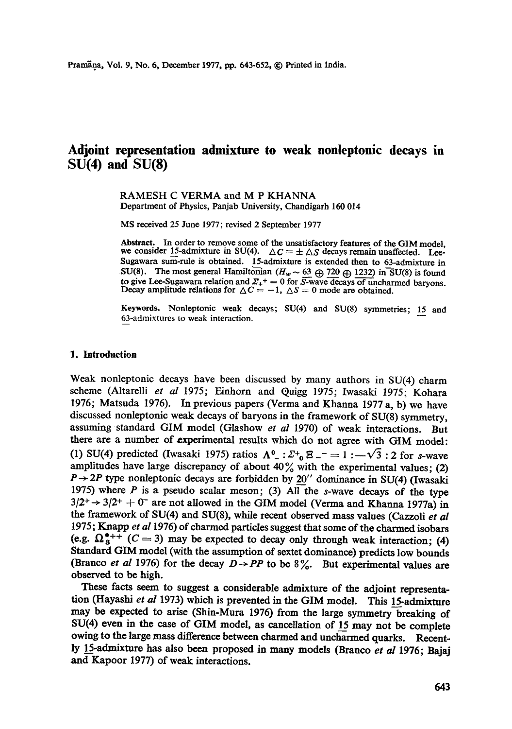# Adjoint representation admixture to weak nonleptonic decays in SU(4) and SU(8)

RAMESH C VERMA and M P KHANNA

Department of Physics, Panjab University, Chandigarh 160 014

MS received 25 June 1977; revised 2 September 1977

**Abstract.** In order to remove some of the unsatisfactory features of the GIM model, we consider 15-admixture in SU(4). $\Delta C = \pm \Delta S$ decays remain unaffected. Lee-Sugawara sum-rule is obtained. 15-admixture is extended then to 63-admixture in SU(8). The most general Hamiltonian ($H_w \sim 63 \oplus 720 \oplus 1232$) in SU(8) is found to give Lee-Sugawara relation and $\Sigma_+^+ = 0$ for S-wave decays of uncharmed baryons. Decay amplitude relations for $\Delta C = -1$, $\Delta S = 0$ mode are obtained.

**Keywords.** Nonleptonic weak decays; SU(4) and SU(8) symmetries; 15 and 63-admixtures to weak interaction.

## 1. Introduction

Weak nonleptonic decays have been discussed by many authors in SU(4) charm scheme (Altarelli *et al* 1975; Einhorn and Quigg 1975; Iwasaki 1975; Kohara 1976; Matsuda 1976). In previous papers (Verma and Khanna 1977 a, b) we have discussed nonleptonic weak decays of baryons in the framework of SU(8) symmetry, assuming standard GIM model (Glashow *et al* 1970) of weak interactions. But there are a number of experimental results which do not agree with GIM model: (1) SU(4) predicted (Iwasaki 1975) ratios $\Lambda^0_- : \Sigma^+_0 \, \Xi_-^- = 1 : -\sqrt{3} : 2$ for $s$-wave amplitudes have large discrepancy of about 40% with the experimental values; (2) $P \to 2P$ type nonleptonic decays are forbidden by 20″ dominance in SU(4) (Iwasaki 1975) where $P$ is a pseudo scalar meson; (3) All the $s$-wave decays of the type $3/2^+ \to 3/2^+ + 0^-$ are not allowed in the GIM model (Verma and Khanna 1977a) in the framework of SU(4) and SU(8), while recent observed mass values (Cazzoli *et al* 1975; Knapp *et al* 1976) of charmed particles suggest that some of the charmed isobars (e.g. $\Omega_3^{*++}$ ($C = 3$) may be expected to decay only through weak interaction; (4) Standard GIM model (with the assumption of sextet dominance) predicts low bounds (Branco *et al* 1976) for the decay $D \to PP$ to be 8%. But experimental values are observed to be high.

These facts seem to suggest a considerable admixture of the adjoint representation (Hayashi *et al* 1973) which is prevented in the GIM model. This 15-admixture may be expected to arise (Shin-Mura 1976) from the large symmetry breaking of SU(4) even in the case of GIM model, as cancellation of 15 may not be complete owing to the large mass difference between charmed and uncharmed quarks. Recently 15-admixture has also been proposed in many models (Branco *et al* 1976; Bajaj and Kapoor 1977) of weak interactions.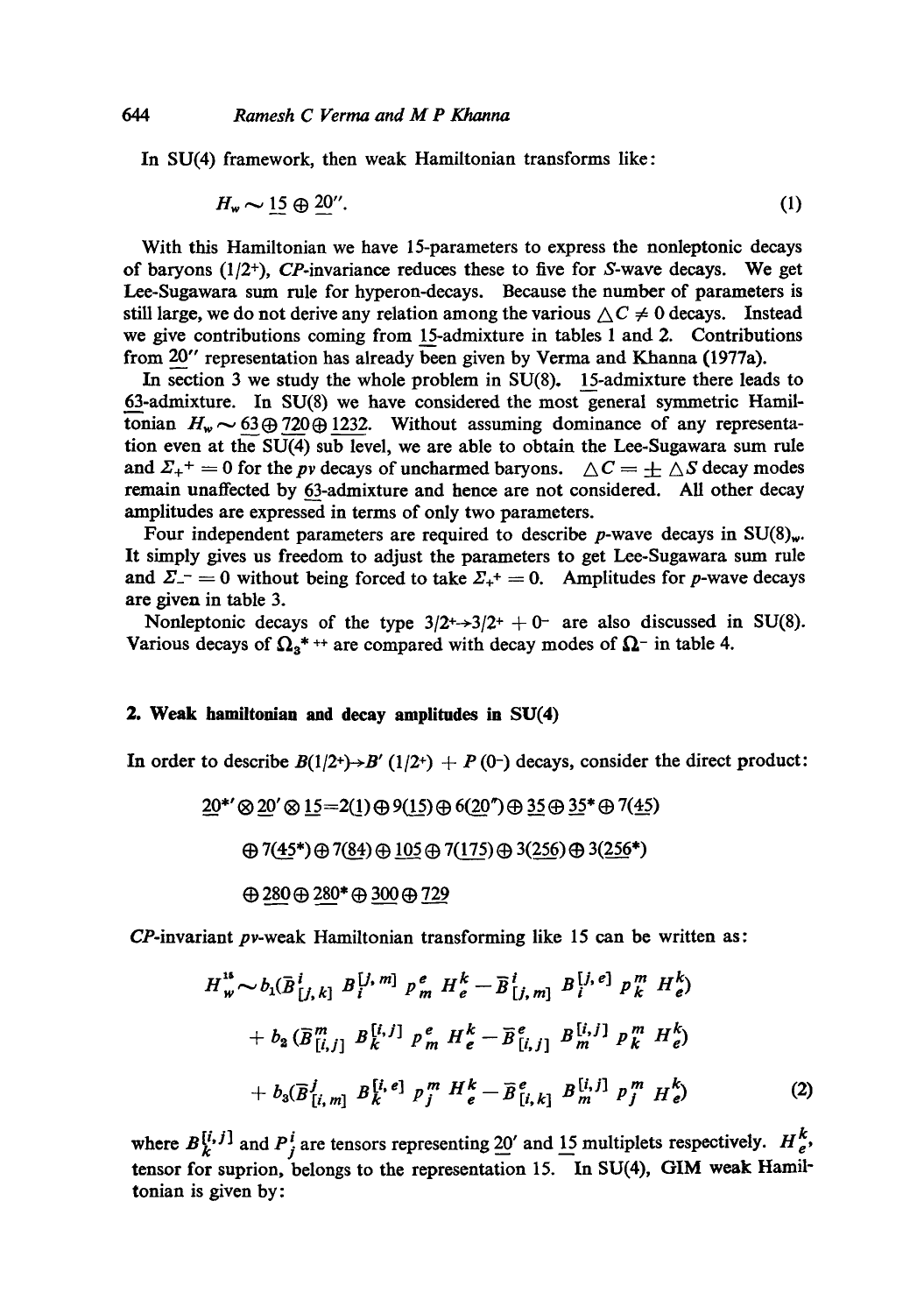In SU(4) framework, then weak Hamiltonian transforms like:

$$H_w \sim \underline{15} \oplus \underline{20}''. \tag{1}$$

With this Hamiltonian we have 15-parameters to express the nonleptonic decays of baryons ($1/2^+$), *CP*-invariance reduces these to five for *S*-wave decays. We get Lee-Sugawara sum rule for hyperon-decays. Because the number of parameters is still large, we do not derive any relation among the various $\triangle C \neq 0$ decays. Instead we give contributions coming from $\underline{15}$-admixture in tables 1 and 2. Contributions from $\underline{20}''$ representation has already been given by Verma and Khanna (1977a).

In section 3 we study the whole problem in SU(8). $\underline{15}$-admixture there leads to $\underline{63}$-admixture. In SU(8) we have considered the most general symmetric Hamiltonian $H_w \sim \underline{63} \oplus \underline{720} \oplus \underline{1232}$. Without assuming dominance of any representation even at the SU(4) sub level, we are able to obtain the Lee-Sugawara sum rule and $\Sigma_+^+ = 0$ for the *pv* decays of uncharmed baryons. $\triangle C = \pm \triangle S$ decay modes remain unaffected by $\underline{63}$-admixture and hence are not considered. All other decay amplitudes are expressed in terms of only two parameters.

Four independent parameters are required to describe *p*-wave decays in $\text{SU}(8)_w$. It simply gives us freedom to adjust the parameters to get Lee-Sugawara sum rule and $\Sigma_-^- = 0$ without being forced to take $\Sigma_+^+ = 0$. Amplitudes for *p*-wave decays are given in table 3.

Nonleptonic decays of the type $3/2^+ \to 3/2^+ + 0^-$ are also discussed in SU(8). Various decays of $\Omega_3^{*\,++}$ are compared with decay modes of $\Omega^-$ in table 4.

## 2. Weak hamiltonian and decay amplitudes in SU(4)

In order to describe $B(1/2^+) \to B'(1/2^+) + P(0^-)$ decays, consider the direct product:

$$\underline{20}^{*\prime} \otimes \underline{20}' \otimes \underline{15} = 2(\underline{1}) \oplus 9(\underline{15}) \oplus 6(\underline{20}'') \oplus \underline{35} \oplus \underline{35}^* \oplus 7(\underline{45})$$

$$\oplus\, 7(\underline{45}^*) \oplus 7(\underline{84}) \oplus \underline{105} \oplus 7(\underline{175}) \oplus 3(\underline{256}) \oplus 3(\underline{256}^*)$$

$$\oplus\, \underline{280} \oplus \underline{280}^* \oplus \underline{300} \oplus \underline{729}$$

*CP*-invariant *pv*-weak Hamiltonian transforming like 15 can be written as:

$$\begin{aligned} H_w^{15} \sim\; & b_1 (\bar{B}^i_{[j,k]}\, B_i^{[j,m]}\, P^e_m\, H^k_e - \bar{B}^i_{[j,m]}\, B_i^{[j,e]}\, P^m_k\, H^k_e) \\ & + b_2 (\bar{B}^m_{[i,j]}\, B_k^{[i,j]}\, P^e_m\, H^k_e - \bar{B}^e_{[i,j]}\, B_m^{[i,j]}\, P^m_k\, H^k_e) \\ & + b_3 (\bar{B}^j_{[i,m]}\, B_k^{[i,e]}\, P^m_j\, H^k_e - \bar{B}^e_{[i,k]}\, B_m^{[i,j]}\, P^m_j\, H^k_e) \end{aligned} \tag{2}$$

where $B_k^{[i,j]}$ and $P^i_j$ are tensors representing $\underline{20}'$ and $\underline{15}$ multiplets respectively. $H^k_e$, tensor for suprion, belongs to the representation 15. In SU(4), GIM weak Hamiltonian is given by: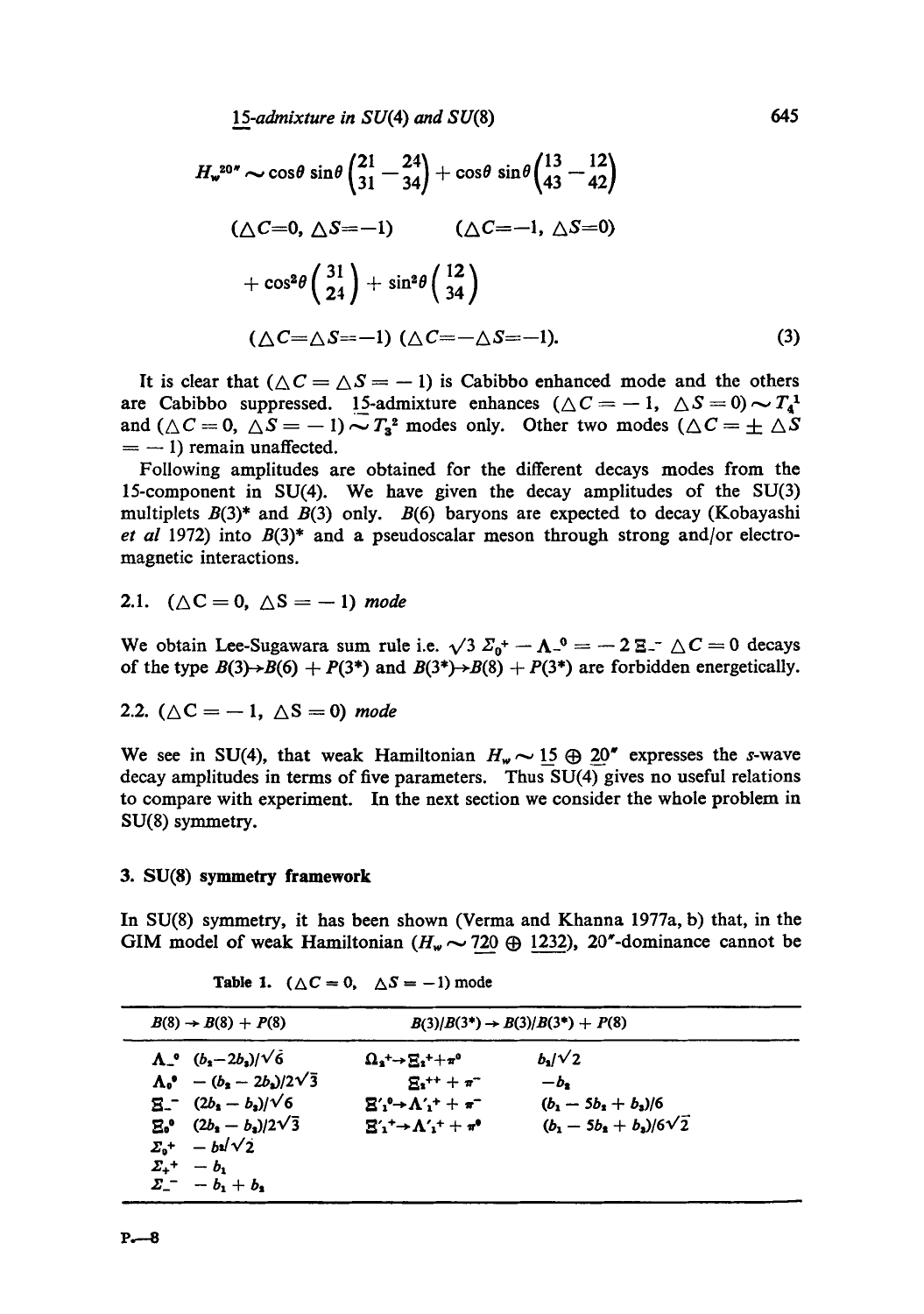$$H_w^{20''} \sim \cos\theta \sin\theta \begin{pmatrix} 21 & -24 \\ 31 & -34 \end{pmatrix} + \cos\theta \sin\theta \begin{pmatrix} 13 & -12 \\ 43 & -42 \end{pmatrix}$$

$$(\triangle C=0,\ \triangle S=-1) \qquad (\triangle C=-1,\ \triangle S=0)$$

$$+ \cos^2\theta \begin{pmatrix} 31 \\ 24 \end{pmatrix} + \sin^2\theta \begin{pmatrix} 12 \\ 34 \end{pmatrix}$$

$$(\triangle C=\triangle S=-1)\ (\triangle C=-\triangle S=-1). \tag{3}$$

It is clear that ($\triangle C = \triangle S = -1$) is Cabibbo enhanced mode and the others are Cabibbo suppressed. $\underline{15}$-admixture enhances ($\triangle C = -1$, $\triangle S = 0$) $\sim T_4^1$ and ($\triangle C = 0$, $\triangle S = -1$) $\sim T_3^2$ modes only. Other two modes ($\triangle C = \pm \triangle S = -1$) remain unaffected.

Following amplitudes are obtained for the different decays modes from the 15-component in SU(4). We have given the decay amplitudes of the SU(3) multiplets $B(3)^*$ and $B(3)$ only. $B(6)$ baryons are expected to decay (Kobayashi *et al* 1972) into $B(3)^*$ and a pseudoscalar meson through strong and/or electromagnetic interactions.

### 2.1. ($\triangle C = 0$, $\triangle S = -1$) *mode*

We obtain Lee-Sugawara sum rule i.e. $\sqrt{3}\,\Sigma_0^+ - \Lambda_-^0 = -2\,\Xi_-^-$ $\triangle C = 0$ decays of the type $B(3) \to B(6) + P(3^*)$ and $B(3^*) \to B(8) + P(3^*)$ are forbidden energetically.

### 2.2. ($\triangle C = -1$, $\triangle S = 0$) *mode*

We see in SU(4), that weak Hamiltonian $H_w \sim \underline{15} \oplus \underline{20}''$ expresses the *s*-wave decay amplitudes in terms of five parameters. Thus SU(4) gives no useful relations to compare with experiment. In the next section we consider the whole problem in SU(8) symmetry.

## 3. SU(8) symmetry framework

In SU(8) symmetry, it has been shown (Verma and Khanna 1977a, b) that, in the GIM model of weak Hamiltonian ($H_w \sim \underline{720} \oplus \underline{1232}$), $20''$-dominance cannot be

Table 1. ($\triangle C = 0$, $\triangle S = -1$) mode

| $B(8) \to B(8) + P(8)$ | | $B(3)/B(3^*) \to B(3)/B(3^*) + P(8)$ | |
|---|---|---|---|
| $\Lambda_-^0$ | $(b_1 - 2b_2)/\sqrt{6}$ | $\Omega_2^+ \to \Xi_2^+ + \pi^0$ | $b_2/\sqrt{2}$ |
| $\Lambda_0^0$ | $-(b_1 - 2b_2)/2\sqrt{3}$ | $\Xi_2^{++} + \pi^-$ | $-b_2$ |
| $\Xi_-^-$ | $(2b_1 - b_2)/\sqrt{6}$ | $\Xi_1'^0 \to \Lambda_1'^+ + \pi^-$ | $(b_1 - 5b_2 + b_3)/6$ |
| $\Xi_0^0$ | $(2b_1 - b_2)/2\sqrt{3}$ | $\Xi_1'^+ \to \Lambda_1'^+ + \pi^0$ | $(b_1 - 5b_2 + b_3)/6\sqrt{2}$ |
| $\Sigma_0^+$ | $-b_2/\sqrt{2}$ | | |
| $\Sigma_+^+$ | $-b_1$ | | |
| $\Sigma_-^-$ | $-b_1 + b_2$ | | |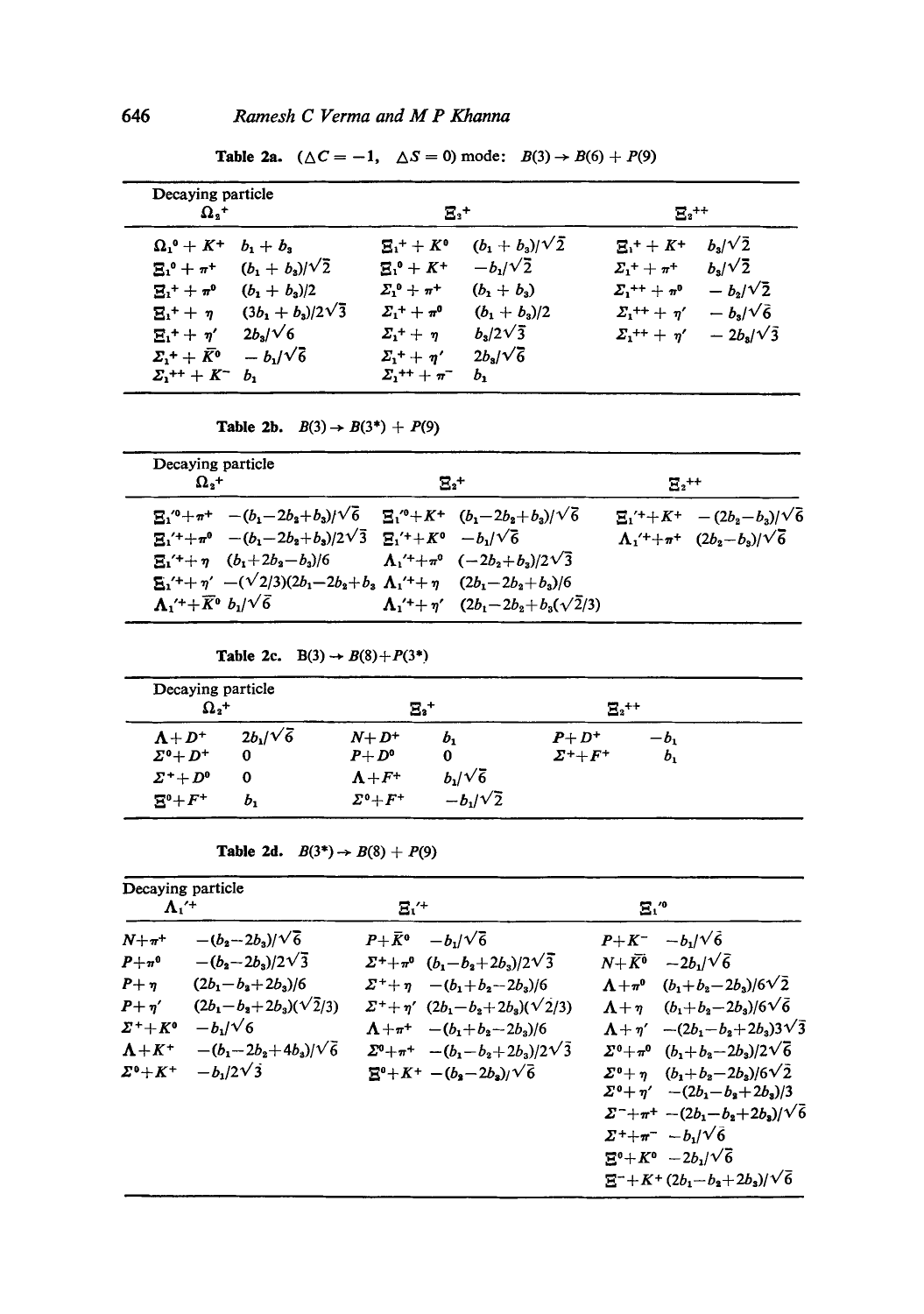**Table 2a.** ($\Delta C = -1$, $\Delta S = 0$) mode: $B(3) \rightarrow B(6) + P(9)$

| Decaying particle $\Omega_2^+$ | | $\Xi_2^+$ | | $\Xi_2^{++}$ | |
|---|---|---|---|---|---|
| $\Omega_1^0 + K^+$ | $b_1 + b_3$ | $\Xi_1^+ + K^0$ | $(b_1 + b_3)/\sqrt{2}$ | $\Xi_1^+ + K^+$ | $b_3/\sqrt{2}$ |
| $\Xi_1^0 + \pi^+$ | $(b_1 + b_3)/\sqrt{2}$ | $\Xi_1^0 + K^+$ | $-b_1/\sqrt{2}$ | $\Sigma_1^+ + \pi^+$ | $b_3/\sqrt{2}$ |
| $\Xi_1^+ + \pi^0$ | $(b_1 + b_3)/2$ | $\Sigma_1^0 + \pi^+$ | $(b_1 + b_3)$ | $\Sigma_1^{++} + \pi^0$ | $-b_2/\sqrt{2}$ |
| $\Xi_1^+ + \eta$ | $(3b_1 + b_3)/2\sqrt{3}$ | $\Sigma_1^+ + \pi^0$ | $(b_1 + b_3)/2$ | $\Sigma_1^{++} + \eta'$ | $-b_3/\sqrt{6}$ |
| $\Xi_1^+ + \eta'$ | $2b_3/\sqrt{6}$ | $\Sigma_1^+ + \eta$ | $b_3/2\sqrt{3}$ | $\Sigma_1^{++} + \eta'$ | $-2b_3/\sqrt{3}$ |
| $\Sigma_1^+ + \bar{K}^0$ | $-b_1/\sqrt{6}$ | $\Sigma_1^+ + \eta'$ | $2b_3/\sqrt{6}$ | | |
| $\Sigma_1^{++} + K^-$ | $b_1$ | $\Sigma_1^{++} + \pi^-$ | $b_1$ | | |

**Table 2b.** $B(3) \rightarrow B(3^*) + P(9)$

| Decaying particle $\Omega_2^+$ | | $\Xi_2^+$ | | $\Xi_2^{++}$ | |
|---|---|---|---|---|---|
| $\Xi_1'^0+\pi^+$ | $-(b_1-2b_2+b_3)/\sqrt{6}$ | $\Xi_1'^0+K^+$ | $(b_1-2b_2+b_3)/\sqrt{6}$ | $\Xi_1'^++K^+$ | $-(2b_2-b_3)/\sqrt{6}$ |
| $\Xi_1'^++\pi^0$ | $-(b_1-2b_2+b_3)/2\sqrt{3}$ | $\Xi_1'^++K^0$ | $-b_1/\sqrt{6}$ | $\Lambda_1'^++\pi^+$ | $(2b_2-b_3)/\sqrt{6}$ |
| $\Xi_1'^++\eta$ | $(b_1+2b_2-b_3)/6$ | $\Lambda_1'^++\pi^0$ | $(-2b_2+b_3)/2\sqrt{3}$ | | |
| $\Xi_1'^++\eta'$ | $-(\sqrt{2/3})(2b_1-2b_2+b_3$ | $\Lambda_1'^++\eta$ | $(2b_1-2b_2+b_3)/6$ | | |
| $\Lambda_1'^++\bar{K}^0$ | $b_1/\sqrt{6}$ | $\Lambda_1'^++\eta'$ | $(2b_1-2b_2+b_3(\sqrt{2}/3)$ | | |

**Table 2c.** $B(3) \rightarrow B(8)+P(3^*)$

| Decaying particle $\Omega_2^+$ | | $\Xi_2^+$ | | $\Xi_2^{++}$ | |
|---|---|---|---|---|---|
| $\Lambda+D^+$ | $2b_1/\sqrt{6}$ | $N+D^+$ | $b_1$ | $P+D^+$ | $-b_1$ |
| $\Sigma^0+D^+$ | $0$ | $P+D^0$ | $0$ | $\Sigma^++F^+$ | $b_1$ |
| $\Sigma^++D^0$ | $0$ | $\Lambda+F^+$ | $b_1/\sqrt{6}$ | | |
| $\Xi^0+F^+$ | $b_1$ | $\Sigma^0+F^+$ | $-b_1/\sqrt{2}$ | | |

**Table 2d.** $B(3^*) \rightarrow B(8) + P(9)$

| Decaying particle $\Lambda_1'^+$ | | $\Xi_1'^+$ | | $\Xi_1'^0$ | |
|---|---|---|---|---|---|
| $N+\pi^+$ | $-(b_2-2b_3)/\sqrt{6}$ | $P+\bar{K}^0$ | $-b_1/\sqrt{6}$ | $P+K^-$ | $-b_1/\sqrt{6}$ |
| $P+\pi^0$ | $-(b_2-2b_3)/2\sqrt{3}$ | $\Sigma^++\pi^0$ | $(b_1-b_2+2b_3)/2\sqrt{3}$ | $N+\bar{K}^0$ | $-2b_1/\sqrt{6}$ |
| $P+\eta$ | $(2b_1-b_2+2b_3)/6$ | $\Sigma^++\eta$ | $-(b_1+b_2-2b_3)/6$ | $\Lambda+\pi^0$ | $(b_1+b_2-2b_3)/6\sqrt{2}$ |
| $P+\eta'$ | $(2b_1-b_2+2b_3)(\sqrt{2}/3)$ | $\Sigma^++\eta'$ | $(2b_1-b_2+2b_3)(\sqrt{2}/3)$ | $\Lambda+\eta$ | $(b_1+b_2-2b_3)/6\sqrt{6}$ |
| $\Sigma^++K^0$ | $-b_1/\sqrt{6}$ | $\Lambda+\pi^+$ | $-(b_1+b_2-2b_3)/6$ | $\Lambda+\eta'$ | $-(2b_1-b_2+2b_3)3\sqrt{3}$ |
| $\Lambda+K^+$ | $-(b_1-2b_2+4b_3)/\sqrt{6}$ | $\Sigma^0+\pi^+$ | $-(b_1-b_2+2b_3)/2\sqrt{3}$ | $\Sigma^0+\pi^0$ | $(b_1+b_2-2b_3)/2\sqrt{6}$ |
| $\Sigma^0+K^+$ | $-b_1/2\sqrt{3}$ | $\Xi^0+K^+$ | $-(b_2-2b_3)/\sqrt{6}$ | $\Sigma^0+\eta$ | $(b_1+b_2-2b_3)/6\sqrt{2}$ |
| | | | | $\Sigma^0+\eta'$ | $-(2b_1-b_2+2b_3)/3$ |
| | | | | $\Sigma^-+\pi^+$ | $-(2b_1-b_2+2b_3)/\sqrt{6}$ |
| | | | | $\Sigma^++\pi^-$ | $-b_1/\sqrt{6}$ |
| | | | | $\Xi^0+K^0$ | $-2b_1/\sqrt{6}$ |
| | | | | $\Xi^-+K^+$ | $(2b_1-b_2+2b_3)/\sqrt{6}$ |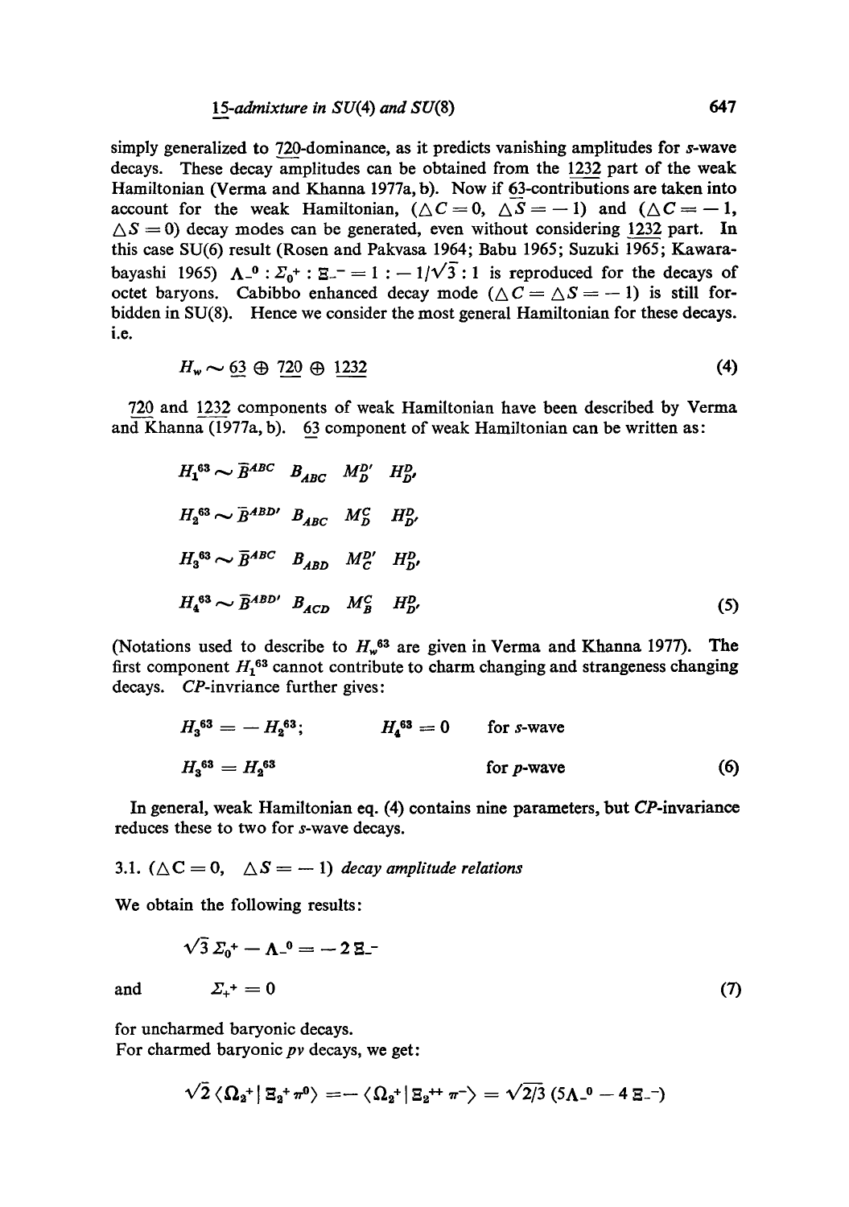simply generalized to $\underline{720}$-dominance, as it predicts vanishing amplitudes for $s$-wave decays. These decay amplitudes can be obtained from the $\underline{1232}$ part of the weak Hamiltonian (Verma and Khanna 1977a, b). Now if $\underline{63}$-contributions are taken into account for the weak Hamiltonian, ($\triangle C = 0$, $\triangle S = -1$) and ($\triangle C = -1$, $\triangle S = 0$) decay modes can be generated, even without considering $\underline{1232}$ part. In this case SU(6) result (Rosen and Pakvasa 1964; Babu 1965; Suzuki 1965; Kawarabayashi 1965) $\Lambda_-^0 : \Sigma_0^+ : \Xi_-^- = 1 : -1/\sqrt{3} : 1$ is reproduced for the decays of octet baryons. Cabibbo enhanced decay mode ($\triangle C = \triangle S = -1$) is still forbidden in SU(8). Hence we consider the most general Hamiltonian for these decays. i.e.

$$H_w \sim \underline{63} \oplus \underline{720} \oplus \underline{1232} \tag{4}$$

$\underline{720}$ and $\underline{1232}$ components of weak Hamiltonian have been described by Verma and Khanna (1977a, b). $\underline{63}$ component of weak Hamiltonian can be written as:

$$
\begin{aligned}
H_1^{63} &\sim \bar{B}^{ABC} \; B_{ABC} \; M_D^{D'} \; H_{D'}^{D} \\
H_2^{63} &\sim \bar{B}^{ABD'} \; B_{ABC} \; M_D^{C} \; H_{D'}^{D} \\
H_3^{63} &\sim \bar{B}^{ABC} \; B_{ABD} \; M_C^{D'} \; H_{D'}^{D} \\
H_4^{63} &\sim \bar{B}^{ABD'} \; B_{ACD} \; M_B^{C} \; H_{D'}^{D}
\end{aligned} \tag{5}
$$

(Notations used to describe to $H_w^{63}$ are given in Verma and Khanna 1977). The first component $H_1^{63}$ cannot contribute to charm changing and strangeness changing decays. $CP$-invriance further gives:

$$
\begin{aligned}
&H_3^{63} = -H_2^{63}; \qquad H_4^{63} = 0 \qquad \text{for } s\text{-wave} \\
&H_3^{63} = H_2^{63} \qquad\qquad\qquad\quad\;\; \text{for } p\text{-wave}
\end{aligned} \tag{6}
$$

In general, weak Hamiltonian eq. (4) contains nine parameters, but $CP$-invariance reduces these to two for $s$-wave decays.

### 3.1. ($\triangle C = 0$, $\triangle S = -1$) *decay amplitude relations*

We obtain the following results:

$$\sqrt{3}\,\Sigma_0^+ - \Lambda_-^0 = -2\,\Xi_-^-$$

and

$$\Sigma_+^+ = 0 \tag{7}$$

for uncharmed baryonic decays.

For charmed baryonic $pv$ decays, we get:

$$\sqrt{2}\,\langle \Omega_2^+ | \Xi_2^+ \pi^0 \rangle = -\langle \Omega_2^+ | \Xi_2^{++} \pi^- \rangle = \sqrt{2/3}\,(5\Lambda_-^0 - 4\,\Xi_-^-)$$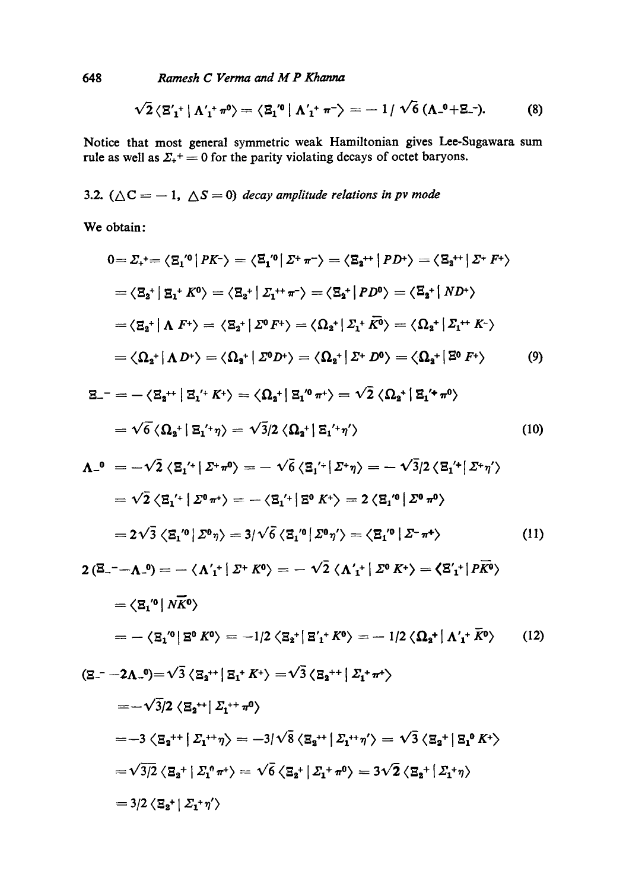$$\sqrt{2}\langle \Xi'^{+}_{1} \,|\, \Lambda'^{+}_{1} \pi^{0}\rangle = \langle \Xi'^{0}_{1} \,|\, \Lambda'^{+}_{1} \pi^{-}\rangle = -1/\sqrt{6}\,(\Lambda_{-}^{0} + \Xi_{-}^{-}). \tag{8}$$

Notice that most general symmetric weak Hamiltonian gives Lee-Sugawara sum rule as well as $\Sigma_{+}^{+} = 0$ for the parity violating decays of octet baryons.

### 3.2. ($\triangle C = -1$, $\triangle S = 0$) *decay amplitude relations in pv mode*

We obtain:

$$
\begin{aligned}
0 = \Sigma_{+}^{+} &= \langle \Xi'^{0}_{1} \,|\, P K^{-}\rangle = \langle \Xi'^{0}_{1} \,|\, \Sigma^{+} \pi^{-}\rangle = \langle \Xi^{++}_{2} \,|\, P D^{+}\rangle = \langle \Xi^{++}_{2} \,|\, \Sigma^{+} F^{+}\rangle \\
&= \langle \Xi^{+}_{2} \,|\, \Xi^{+}_{1} K^{0}\rangle = \langle \Xi^{+}_{2} \,|\, \Sigma^{++}_{1} \pi^{-}\rangle = \langle \Xi^{+}_{2} \,|\, P D^{0}\rangle = \langle \Xi^{+}_{2} \,|\, N D^{+}\rangle \\
&= \langle \Xi^{+}_{2} \,|\, \Lambda F^{+}\rangle = \langle \Xi^{+}_{2} \,|\, \Sigma^{0} F^{+}\rangle = \langle \Omega^{+}_{2} \,|\, \Sigma^{+}_{1} \bar{K}^{0}\rangle = \langle \Omega^{+}_{2} \,|\, \Sigma^{++}_{1} K^{-}\rangle \\
&= \langle \Omega^{+}_{2} \,|\, \Lambda D^{+}\rangle = \langle \Omega^{+}_{2} \,|\, \Sigma^{0} D^{+}\rangle = \langle \Omega^{+}_{2} \,|\, \Sigma^{+} D^{0}\rangle = \langle \Omega^{+}_{2} \,|\, \Xi^{0} F^{+}\rangle
\end{aligned}
\tag{9}
$$

$$
\begin{aligned}
\Xi_{-}^{-} &= -\langle \Xi^{++}_{2} \,|\, \Xi'^{+}_{1} K^{+}\rangle = \langle \Omega^{+}_{2} \,|\, \Xi'^{0}_{1} \pi^{+}\rangle = \sqrt{2}\,\langle \Omega^{+}_{2} \,|\, \Xi'^{+}_{1} \pi^{0}\rangle \\
&= \sqrt{6}\,\langle \Omega^{+}_{2} \,|\, \Xi'^{+}_{1} \eta\rangle = \sqrt{3}/2\,\langle \Omega^{+}_{2} \,|\, \Xi'^{+}_{1} \eta'\rangle
\end{aligned}
\tag{10}
$$

$$
\begin{aligned}
\Lambda_{-}^{0} &= -\sqrt{2}\,\langle \Xi'^{+}_{1} \,|\, \Sigma^{+} \pi^{0}\rangle = -\sqrt{6}\,\langle \Xi'^{+}_{1} \,|\, \Sigma^{+} \eta\rangle = -\sqrt{3}/2\,\langle \Xi'^{+}_{1} \,|\, \Sigma^{+} \eta'\rangle \\
&= \sqrt{2}\,\langle \Xi'^{+}_{1} \,|\, \Sigma^{0} \pi^{+}\rangle = -\langle \Xi'^{+}_{1} \,|\, \Xi^{0} K^{+}\rangle = 2\,\langle \Xi'^{0}_{1} \,|\, \Sigma^{0} \pi^{0}\rangle \\
&= 2\sqrt{3}\,\langle \Xi'^{0}_{1} \,|\, \Sigma^{0} \eta\rangle = 3/\sqrt{6}\,\langle \Xi'^{0}_{1} \,|\, \Sigma^{0} \eta'\rangle = \langle \Xi'^{0}_{1} \,|\, \Sigma^{-} \pi^{+}\rangle
\end{aligned}
\tag{11}
$$

$$
\begin{aligned}
2\,(\Xi_{-}^{-} - \Lambda_{-}^{0}) &= -\langle \Lambda'^{+}_{1} \,|\, \Sigma^{+} K^{0}\rangle = -\sqrt{2}\,\langle \Lambda'^{+}_{1} \,|\, \Sigma^{0} K^{+}\rangle = \langle \Xi'^{+}_{1} \,|\, P \bar{K}^{0}\rangle \\
&= \langle \Xi'^{0}_{1} \,|\, N \bar{K}^{0}\rangle \\
&= -\langle \Xi'^{0}_{1} \,|\, \Xi^{0} K^{0}\rangle = -1/2\,\langle \Xi^{+}_{2} \,|\, \Xi'^{+}_{1} K^{0}\rangle = -1/2\,\langle \Omega^{+}_{2} \,|\, \Lambda'^{+}_{1} \bar{K}^{0}\rangle
\end{aligned}
\tag{12}
$$

$$
\begin{aligned}
(\Xi_{-}^{-} - 2\Lambda_{-}^{0}) &= \sqrt{3}\,\langle \Xi^{++}_{2} \,|\, \Xi^{+}_{1} K^{+}\rangle = \sqrt{3}\,\langle \Xi^{++}_{2} \,|\, \Sigma^{+}_{1} \pi^{+}\rangle \\
&= -\sqrt{3}/2\,\langle \Xi^{++}_{2} \,|\, \Sigma^{++}_{1} \pi^{0}\rangle \\
&= -3\,\langle \Xi^{++}_{2} \,|\, \Sigma^{++}_{1} \eta\rangle = -3/\sqrt{8}\,\langle \Xi^{++}_{2} \,|\, \Sigma^{++}_{1} \eta'\rangle = \sqrt{3}\,\langle \Xi^{+}_{2} \,|\, \Xi^{0}_{1} K^{+}\rangle \\
&= \sqrt{3/2}\,\langle \Xi^{+}_{2} \,|\, \Sigma^{0}_{1} \pi^{+}\rangle = \sqrt{6}\,\langle \Xi^{+}_{2} \,|\, \Sigma^{+}_{1} \pi^{0}\rangle = 3\sqrt{2}\,\langle \Xi^{+}_{2} \,|\, \Sigma^{+}_{1} \eta\rangle \\
&= 3/2\,\langle \Xi^{+}_{2} \,|\, \Sigma^{+}_{1} \eta'\rangle
\end{aligned}
$$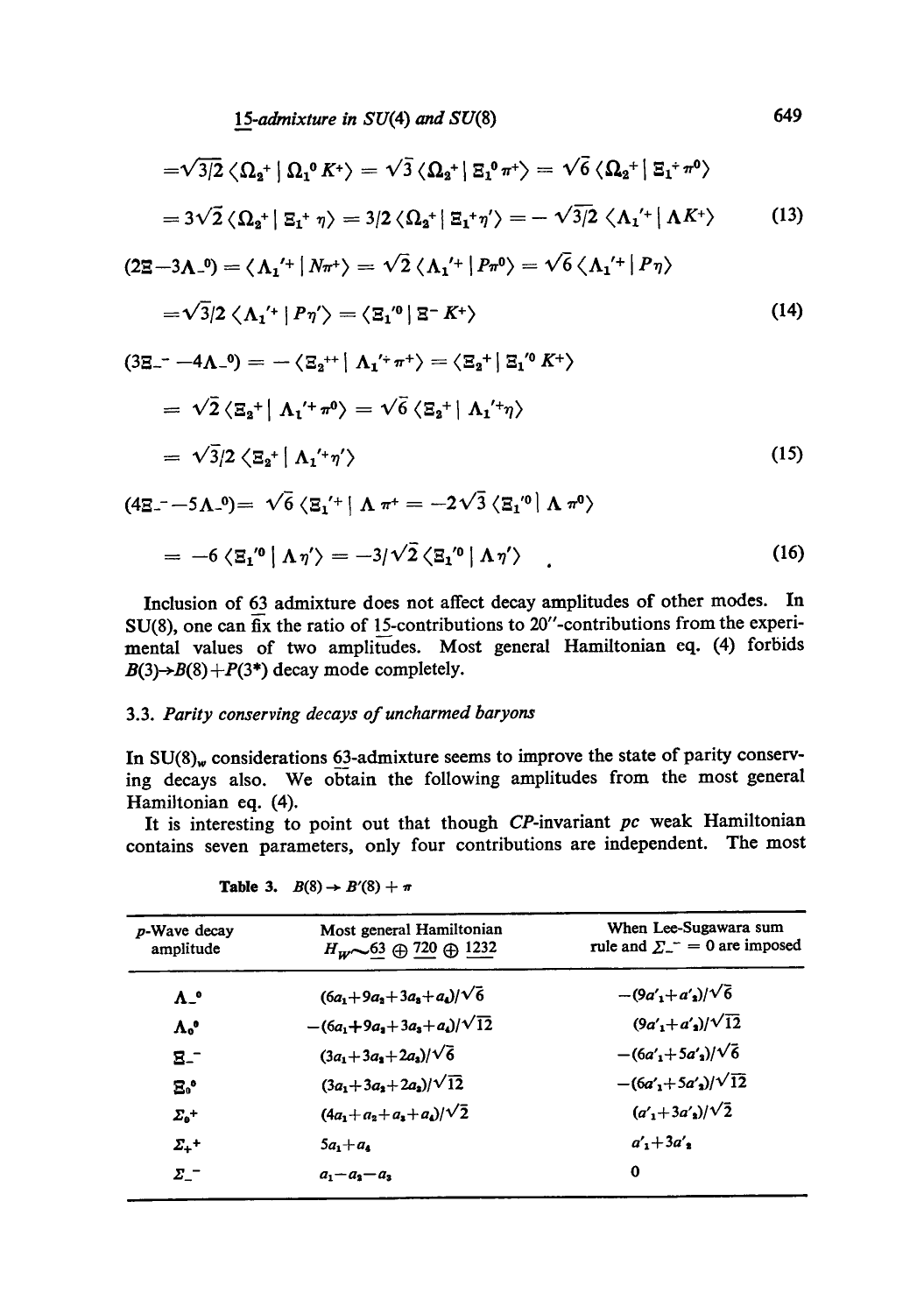$$=\sqrt{3/2}\,\langle \Omega_2{}^+ \mid \Omega_1{}^0 K^+\rangle = \sqrt{3}\,\langle \Omega_2{}^+ \mid \Xi_1{}^0 \pi^+\rangle = \sqrt{6}\,\langle \Omega_2{}^+ \mid \Xi_1{}^+ \pi^0\rangle$$

$$= 3\sqrt{2}\,\langle \Omega_2{}^+ \mid \Xi_1{}^+ \eta\rangle = 3/2\,\langle \Omega_2{}^+ \mid \Xi_1{}^+ \eta'\rangle = -\sqrt{3/2}\,\langle \Lambda_1{}'^+ \mid \Lambda K^+\rangle \tag{13}$$

$$(2\Xi - 3\Lambda_-{}^0) = \langle \Lambda_1{}'^+ \mid N\pi^+\rangle = \sqrt{2}\,\langle \Lambda_1{}'^+ \mid P\pi^0\rangle = \sqrt{6}\,\langle \Lambda_1{}'^+ \mid P\eta\rangle$$

$$= \sqrt{3/2}\,\langle \Lambda_1{}'^+ \mid P\eta'\rangle = \langle \Xi_1{}'^0 \mid \Xi^- K^+\rangle \tag{14}$$

$$(3\Xi_-{}^- - 4\Lambda_-{}^0) = -\langle \Xi_2{}^{++} \mid \Lambda_1{}'^+ \pi^+\rangle = \langle \Xi_2{}^+ \mid \Xi_1{}'^0 K^+\rangle$$

$$= \sqrt{2}\,\langle \Xi_2{}^+ \mid \Lambda_1{}'^+ \pi^0\rangle = \sqrt{6}\,\langle \Xi_2{}^+ \mid \Lambda_1{}'^+ \eta\rangle$$

$$= \sqrt{3/2}\,\langle \Xi_2{}^+ \mid \Lambda_1{}'^+ \eta'\rangle \tag{15}$$

$$(4\Xi_-{}^- - 5\Lambda_-{}^0) = \sqrt{6}\,\langle \Xi_1{}'^+ \mid \Lambda\,\pi^+ = -2\sqrt{3}\,\langle \Xi_1{}'^0 \mid \Lambda\,\pi^0\rangle$$

$$= -6\,\langle \Xi_1{}'^0 \mid \Lambda\,\eta'\rangle = -3/\sqrt{2}\,\langle \Xi_1{}'^0 \mid \Lambda\,\eta'\rangle \quad . \tag{16}$$

Inclusion of $\underline{63}$ admixture does not affect decay amplitudes of other modes. In SU(8), one can fix the ratio of $\underline{15}$-contributions to 20″-contributions from the experimental values of two amplitudes. Most general Hamiltonian eq. (4) forbids $B(3) \rightarrow B(8) + P(3^*)$ decay mode completely.

### 3.3. *Parity conserving decays of uncharmed baryons*

In $\mathrm{SU(8)}_w$ considerations $\underline{63}$-admixture seems to improve the state of parity conserving decays also. We obtain the following amplitudes from the most general Hamiltonian eq. (4).

It is interesting to point out that though *CP*-invariant *pc* weak Hamiltonian contains seven parameters, only four contributions are independent. The most

**Table 3.** $B(8) \rightarrow B'(8) + \pi$

| *p*-Wave decay amplitude | Most general Hamiltonian $H_W \sim \underline{63} \oplus \underline{720} \oplus \underline{1232}$ | When Lee-Sugawara sum rule and $\Sigma_-{}^- = 0$ are imposed |
|---|---|---|
| $\Lambda_-{}^0$ | $(6a_1+9a_2+3a_3+a_4)/\sqrt{6}$ | $-(9a'_1+a'_2)/\sqrt{6}$ |
| $\Lambda_0{}^0$ | $-(6a_1+9a_2+3a_3+a_4)/\sqrt{12}$ | $(9a'_1+a'_2)/\sqrt{12}$ |
| $\Xi_-{}^-$ | $(3a_1+3a_2+2a_3)/\sqrt{6}$ | $-(6a'_1+5a'_2)/\sqrt{6}$ |
| $\Xi_0{}^0$ | $(3a_1+3a_2+2a_3)/\sqrt{12}$ | $-(6a'_1+5a'_2)/\sqrt{12}$ |
| $\Sigma_0{}^+$ | $(4a_1+a_2+a_3+a_4)/\sqrt{2}$ | $(a'_1+3a'_2)/\sqrt{2}$ |
| $\Sigma_+{}^+$ | $5a_1+a_4$ | $a'_1+3a'_2$ |
| $\Sigma_-{}^-$ | $a_1-a_2-a_3$ | 0 |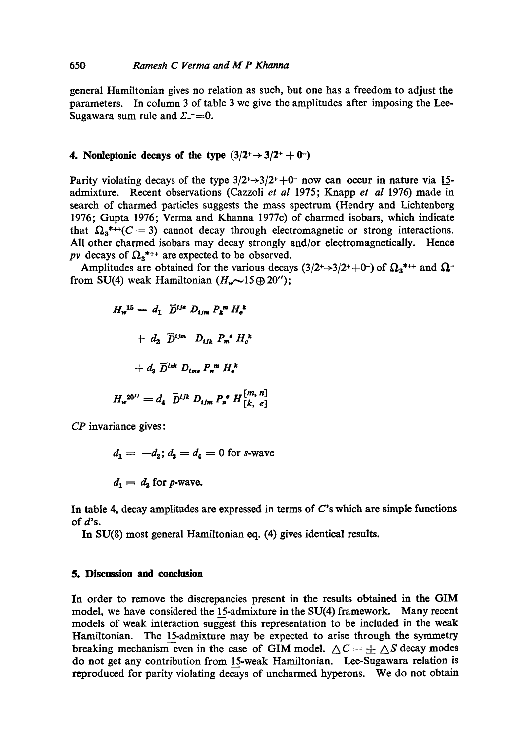general Hamiltonian gives no relation as such, but one has a freedom to adjust the parameters. In column 3 of table 3 we give the amplitudes after imposing the Lee-Sugawara sum rule and $\Sigma_-^- = 0$.

## 4. Nonleptonic decays of the type $(3/2^+ \to 3/2^+ + 0^-)$

Parity violating decays of the type $3/2^+ \to 3/2^+ + 0^-$ now can occur in nature via $\underline{15}$-admixture. Recent observations (Cazzoli *et al* 1975; Knapp *et al* 1976) made in search of charmed particles suggests the mass spectrum (Hendry and Lichtenberg 1976; Gupta 1976; Verma and Khanna 1977c) of charmed isobars, which indicate that $\Omega_3^{*++} (C = 3)$ cannot decay through electromagnetic or strong interactions. All other charmed isobars may decay strongly and/or electromagnetically. Hence *pv* decays of $\Omega_3^{*++}$ are expected to be observed.

Amplitudes are obtained for the various decays $(3/2^+ \to 3/2^+ + 0^-)$ of $\Omega_3^{*++}$ and $\Omega^-$ from SU(4) weak Hamiltonian $(H_w \sim 15 \oplus 20'')$;

$$H_w^{15} = d_1 \, \bar{D}^{ije} D_{ijm} P_k^m H_e^k$$

$$+ \, d_2 \, \bar{D}^{ijm} \, D_{ijk} P_m^e H_e^k$$

$$+ \, d_3 \, \bar{D}^{ink} D_{ime} P_n^m H_e^k$$

$$H_w^{20''} = d_4 \, \bar{D}^{ijk} D_{ijm} P_n^e H_{[k,\, e]}^{[m,\, n]}$$

*CP* invariance gives:

$$d_1 = -d_2; \; d_3 = d_4 = 0 \text{ for } s\text{-wave}$$

$$d_1 = d_2 \text{ for } p\text{-wave.}$$

In table 4, decay amplitudes are expressed in terms of $C$'s which are simple functions of $d$'s.

In SU(8) most general Hamiltonian eq. (4) gives identical results.

## 5. Discussion and conclusion

In order to remove the discrepancies present in the results obtained in the GIM model, we have considered the $\underline{15}$-admixture in the SU(4) framework. Many recent models of weak interaction suggest this representation to be included in the weak Hamiltonian. The $\underline{15}$-admixture may be expected to arise through the symmetry breaking mechanism even in the case of GIM model. $\triangle C = \pm \triangle S$ decay modes do not get any contribution from $\underline{15}$-weak Hamiltonian. Lee-Sugawara relation is reproduced for parity violating decays of uncharmed hyperons. We do not obtain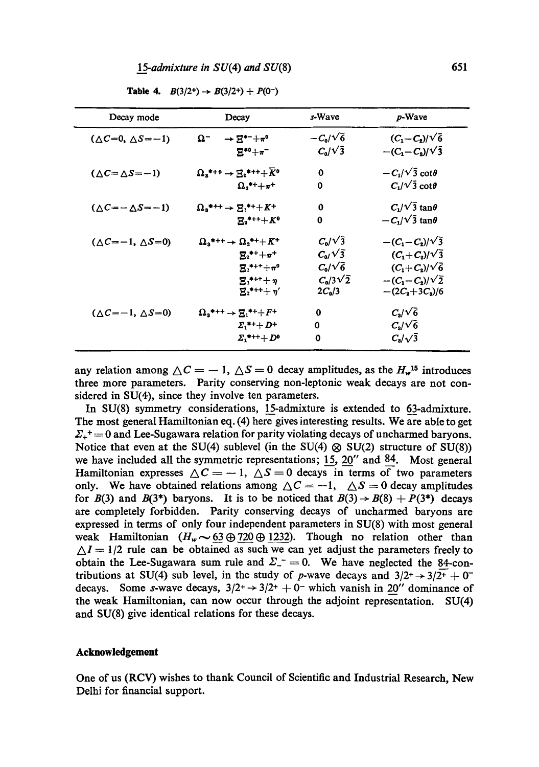**Table 4.** $B(3/2^+) \to B(3/2^+) + P(0^-)$

| Decay mode | Decay | $s$-Wave | $p$-Wave |
|---|---|---|---|
| $(\Delta C=0,\ \Delta S=-1)$ | $\Omega^- \to \Xi^{*-}+\pi^0$ | $-C_0/\sqrt{6}$ | $(C_1-C_2)/\sqrt{6}$ |
| | $\Xi^{*0}+\pi^-$ | $C_0/\sqrt{3}$ | $-(C_1-C_2)/\sqrt{3}$ |
| $(\Delta C=\Delta S=-1)$ | $\Omega_3^{*++} \to \Xi_2^{*++}+\bar{K}^0$ | 0 | $-C_1/\sqrt{3}\cot\theta$ |
| | $\Omega_2^{*+}+\pi^+$ | 0 | $C_1/\sqrt{3}\cot\theta$ |
| $(\Delta C=-\Delta S=-1)$ | $\Omega_3^{*++} \to \Xi_1^{*+}+K^+$ | 0 | $C_1/\sqrt{3}\tan\theta$ |
| | $\Xi_2^{*++}+K^0$ | 0 | $-C_1/\sqrt{3}\tan\theta$ |
| $(\Delta C=-1,\ \Delta S=0)$ | $\Omega_3^{*++} \to \Omega_2^{*+}+K^+$ | $C_0/\sqrt{3}$ | $-(C_1-C_2)/\sqrt{3}$ |
| | $\Xi_2^{*+}+\pi^+$ | $C_0/\sqrt{3}$ | $(C_1+C_2)/\sqrt{3}$ |
| | $\Xi_2^{*++}+\pi^0$ | $C_0/\sqrt{6}$ | $(C_1+C_2)/\sqrt{6}$ |
| | $\Xi_2^{*++}+\eta$ | $C_0/3\sqrt{2}$ | $-(C_1-C_2)/\sqrt{2}$ |
| | $\Xi_2^{*++}+\eta'$ | $2C_0/3$ | $-(2C_2+3C_3)/6$ |
| $(\Delta C=-1,\ \Delta S=0)$ | $\Omega_3^{*++} \to \Xi_1^{*+}+F^+$ | 0 | $C_3/\sqrt{6}$ |
| | $\Sigma_1^{*+}+D^+$ | 0 | $C_3/\sqrt{6}$ |
| | $\Sigma_1^{*++}+D^0$ | 0 | $C_3/\sqrt{3}$ |

any relation among $\Delta C = -1$, $\Delta S = 0$ decay amplitudes, as the $H_w^{15}$ introduces three more parameters. Parity conserving non-leptonic weak decays are not considered in SU(4), since they involve ten parameters.

In SU(8) symmetry considerations, $\underline{15}$-admixture is extended to $\underline{63}$-admixture. The most general Hamiltonian eq. (4) here gives interesting results. We are able to get $\Sigma_+^+ = 0$ and Lee-Sugawara relation for parity violating decays of uncharmed baryons. Notice that even at the SU(4) sublevel (in the SU(4) $\otimes$ SU(2) structure of SU(8)) we have included all the symmetric representations; $\underline{15}$, $\underline{20}''$ and $\underline{84}$. Most general Hamiltonian expresses $\Delta C = -1$, $\Delta S = 0$ decays in terms of two parameters only. We have obtained relations among $\Delta C = -1$, $\Delta S = 0$ decay amplitudes for $B(3)$ and $B(3^*)$ baryons. It is to be noticed that $B(3) \to B(8) + P(3^*)$ decays are completely forbidden. Parity conserving decays of uncharmed baryons are expressed in terms of only four independent parameters in SU(8) with most general weak Hamiltonian ($H_w \sim \underline{63} \oplus \underline{720} \oplus \underline{1232}$). Though no relation other than $\Delta I = 1/2$ rule can be obtained as such we can yet adjust the parameters freely to obtain the Lee-Sugawara sum rule and $\Sigma_-^- = 0$. We have neglected the $\underline{84}$-contributions at SU(4) sub level, in the study of $p$-wave decays and $3/2^+ \to 3/2^+ + 0^-$ decays. Some $s$-wave decays, $3/2^+ \to 3/2^+ + 0^-$ which vanish in $\underline{20}''$ dominance of the weak Hamiltonian, can now occur through the adjoint representation. SU(4) and SU(8) give identical relations for these decays.

## Acknowledgement

One of us (RCV) wishes to thank Council of Scientific and Industrial Research, New Delhi for financial support.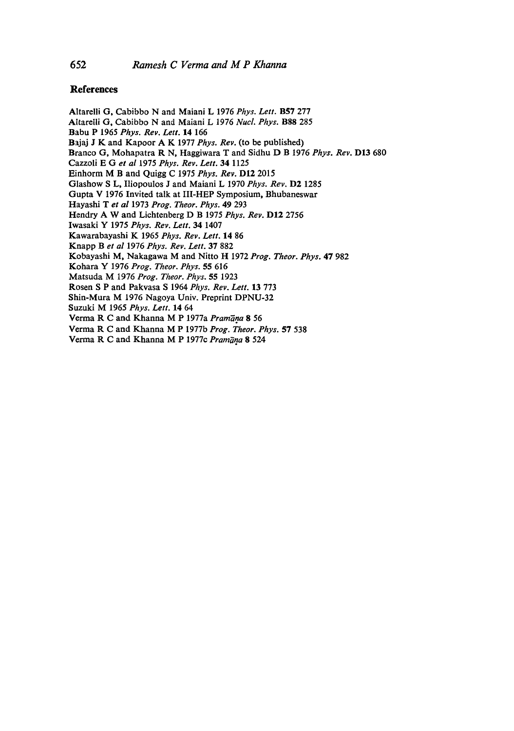## References

Altarelli G, Cabibbo N and Maiani L 1976 *Phys. Lett.* **B57** 277
Altarelli G, Cabibbo N and Maiani L 1976 *Nucl. Phys.* **B88** 285
Babu P 1965 *Phys. Rev. Lett.* **14** 166
Bajaj J K and Kapoor A K 1977 *Phys. Rev.* (to be published)
Branco G, Mohapatra R N, Haggiwara T and Sidhu D B 1976 *Phys. Rev.* **D13** 680
Cazzoli E G *et al* 1975 *Phys. Rev. Lett.* **34** 1125
Einhorm M B and Quigg C 1975 *Phys. Rev.* **D12** 2015
Glashow S L, Iliopoulos J and Maiani L 1970 *Phys. Rev.* **D2** 1285
Gupta V 1976 Invited talk at III-HEP Symposium, Bhubaneswar
Hayashi T *et al* 1973 *Prog. Theor. Phys.* **49** 293
Hendry A W and Lichtenberg D B 1975 *Phys. Rev.* **D12** 2756
Iwasaki Y 1975 *Phys. Rev. Lett.* **34** 1407
Kawarabayashi K 1965 *Phys. Rev. Lett.* **14** 86
Knapp B *et al* 1976 *Phys. Rev. Lett.* **37** 882
Kobayashi M, Nakagawa M and Nitto H 1972 *Prog. Theor. Phys.* **47** 982
Kohara Y 1976 *Prog. Theor. Phys.* **55** 616
Matsuda M 1976 *Prog. Theor. Phys.* **55** 1923
Rosen S P and Pakvasa S 1964 *Phys. Rev. Lett.* **13** 773
Shin-Mura M 1976 Nagoya Univ. Preprint DPNU-32
Suzuki M 1965 *Phys. Lett.* **14** 64
Verma R C and Khanna M P 1977a *Pramāṇa* **8** 56
Verma R C and Khanna M P 1977b *Prog. Theor. Phys.* **57** 538
Verma R C and Khanna M P 1977c *Pramāṇa* **8** 524